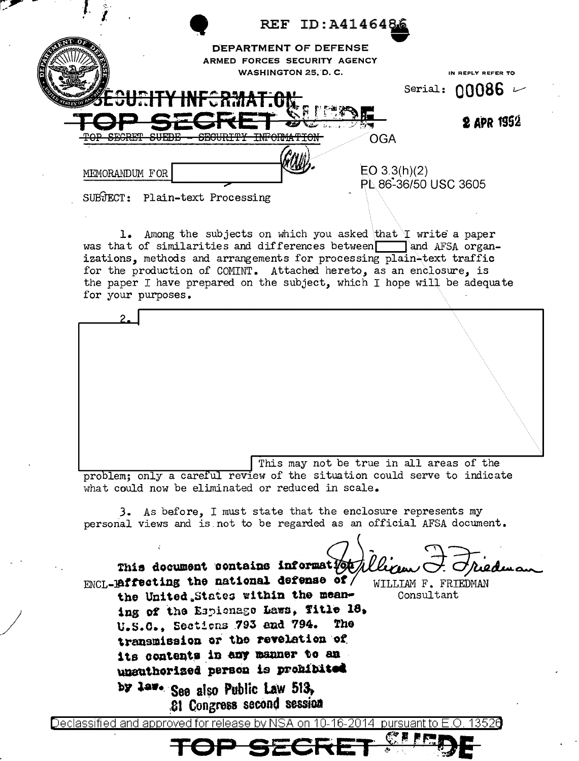REF ID:A4146486

DEPARTMENT OF DEFENSE
ARMED FORCES SECURITY AGENCY
WASHINGTON 25, D. C.

IN REPLY REFER TO

Serial: 00086

~~SECURITY INFORMATION~~

~~TOP SECRET SUEDE~~

2 APR 1952

~~TOP SECRET SUEDE - SECURITY INFORMATION~~

OGA

EO 3.3(h)(2)
PL 86-36/50 USC 3605

MEMORANDUM FOR [redacted]

SUBJECT: Plain-text Processing

1. Among the subjects on which you asked that I write a paper was that of similarities and differences between [redacted] and AFSA organizations, methods and arrangements for processing plain-text traffic for the production of COMINT. Attached hereto, as an enclosure, is the paper I have prepared on the subject, which I hope will be adequate for your purposes.

2. [redacted] This may not be true in all areas of the problem; only a careful review of the situation could serve to indicate what could now be eliminated or reduced in scale.

3. As before, I must state that the enclosure represents my personal views and is not to be regarded as an official AFSA document.

WILLIAM F. FRIEDMAN
Consultant

ENCL-1

**This document contains information affecting the national defense of the United States within the meaning of the Espionage Laws, Title 18, U.S.C., Sections 793 and 794. The transmission or the revelation of its contents in any manner to an unauthorized person is prohibited by law. See also Public Law 513, 81 Congress second session**

Declassified and approved for release by NSA on 10-16-2014 pursuant to E.O. 13526

~~TOP SECRET SUEDE~~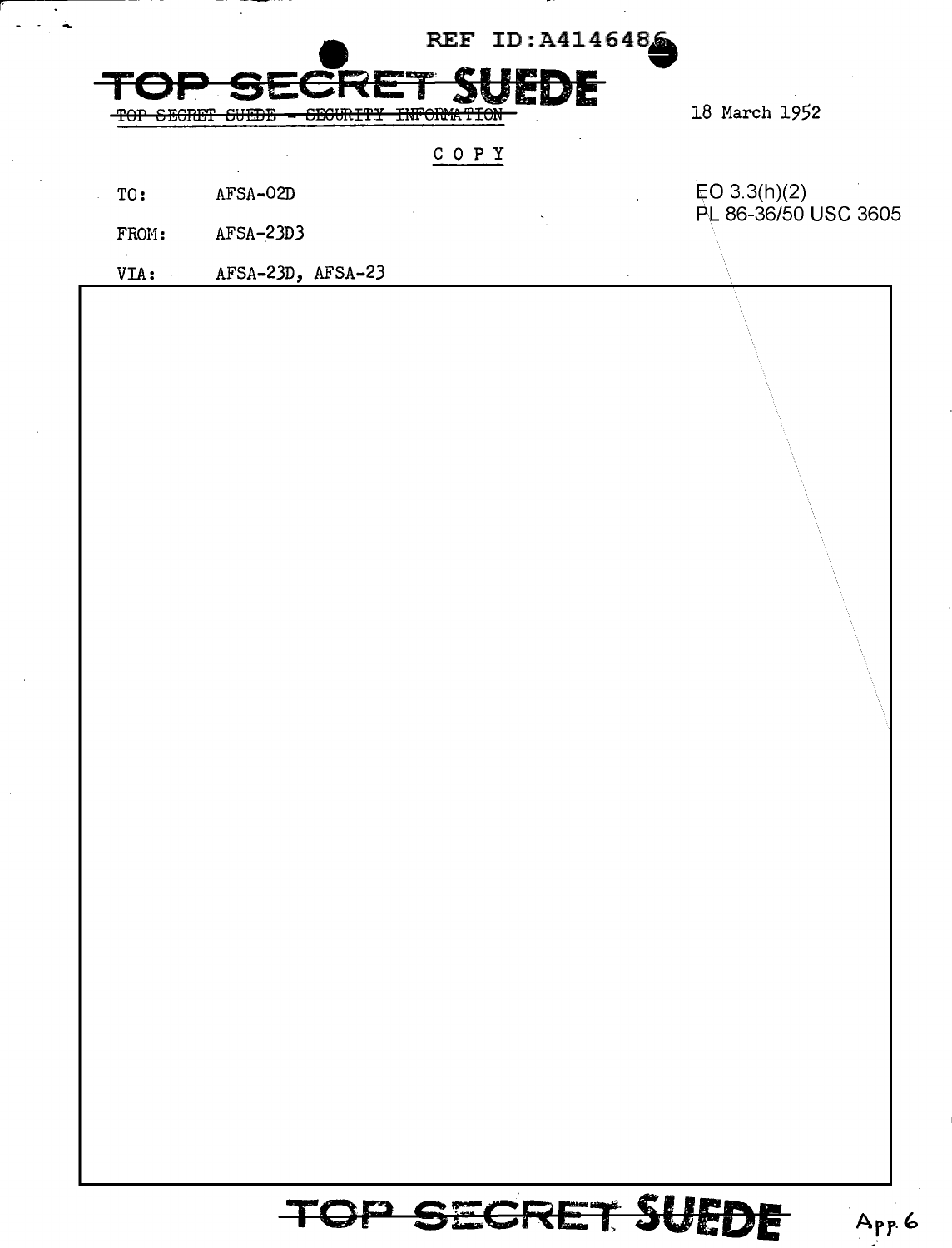REF ID:A4146486

~~TOP SECRET SUEDE~~

~~TOP SECRET SUEDE - SECURITY INFORMATION~~

18 March 1952

COPY

TO: AFSA-02D

FROM: AFSA-23D3

VIA: AFSA-23D, AFSA-23

EO 3.3(h)(2)
PL 86-36/50 USC 3605

~~TOP SECRET SUEDE~~

App. 6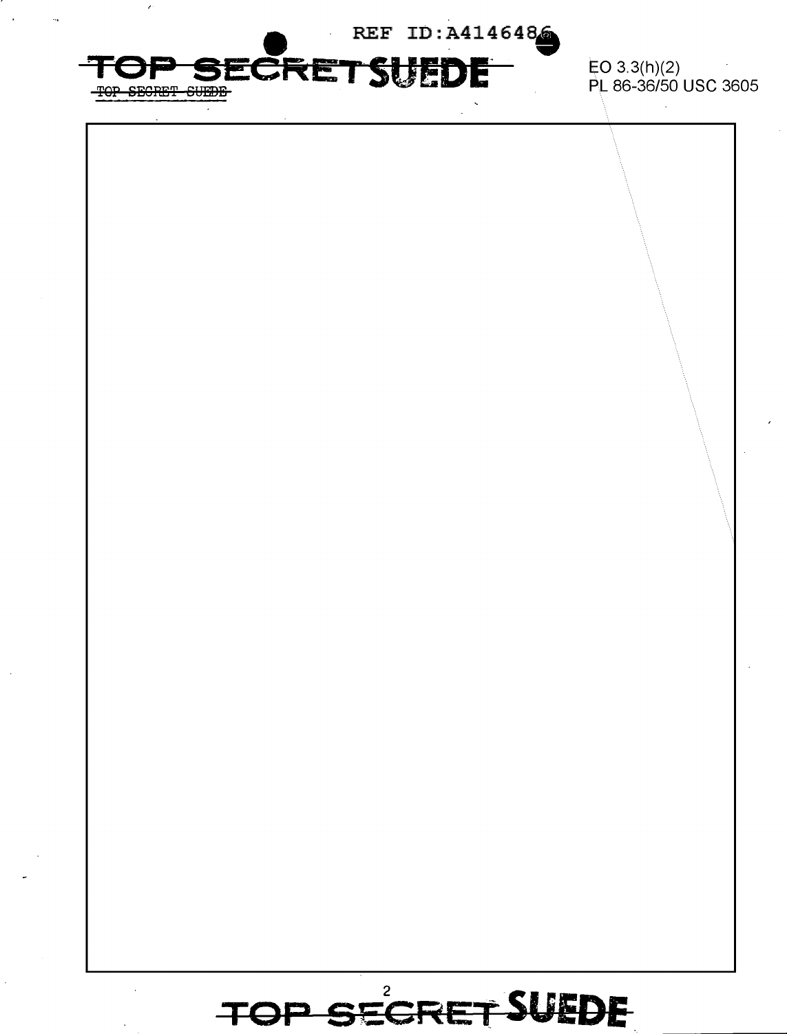REF ID:A4146486

TOP SECRET SUEDE

TOP SECRET SUEDE

EO 3.3(h)(2)
PL 86-36/50 USC 3605

TOP SECRET SUEDE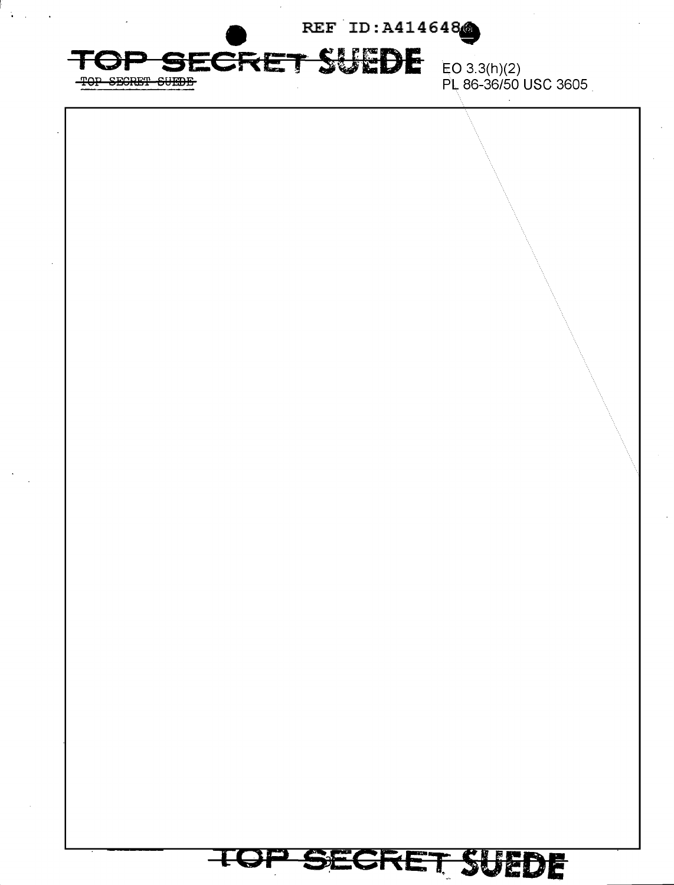# TOP SECRET SUEDE

TOP SECRET SUEDE

EO 3.3(h)(2)
PL 86-36/50 USC 3605

TOP SECRET SUEDE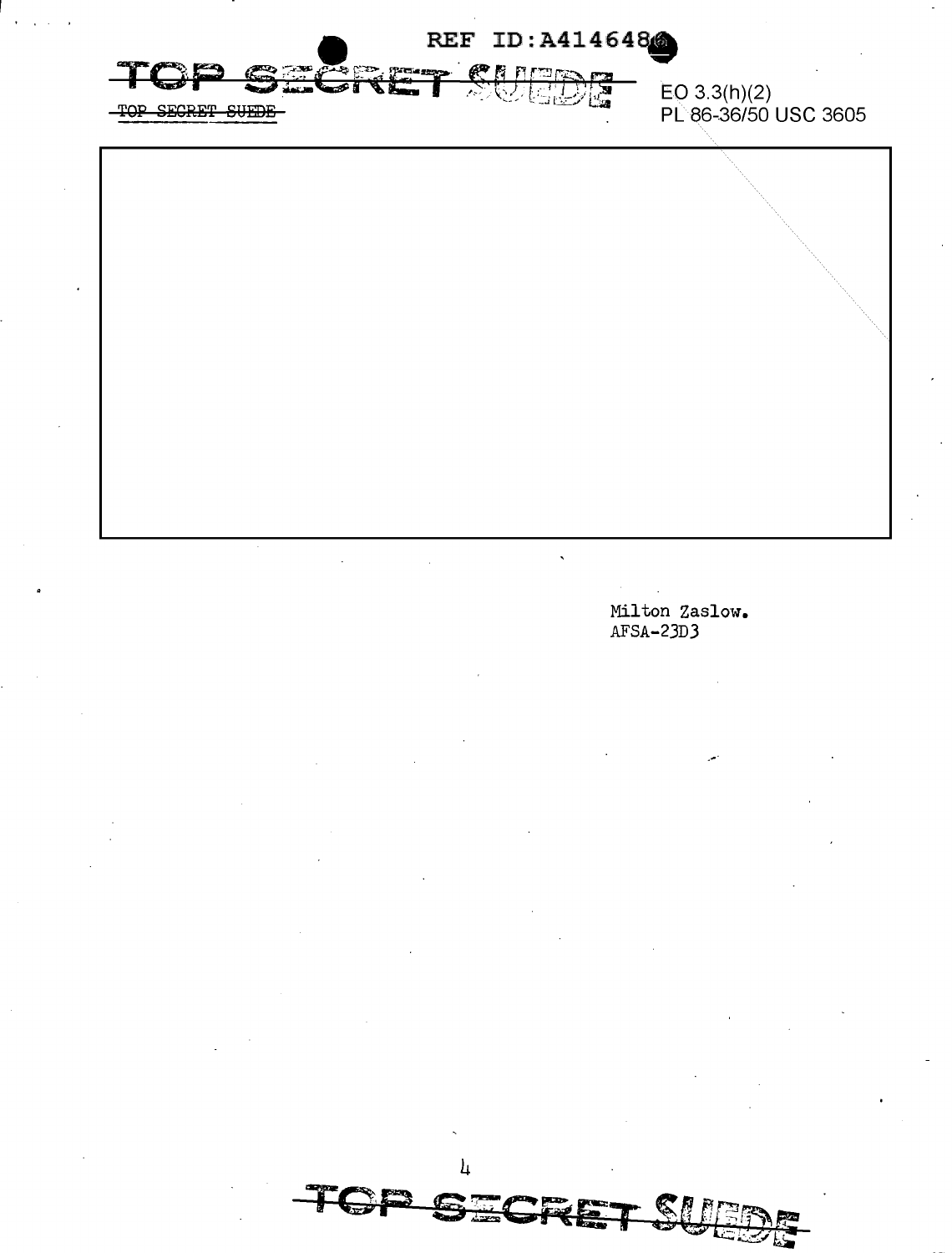TOP SECRET SUEDE

EO 3.3(h)(2)
PL 86-36/50 USC 3605

Milton Zaslow.
AFSA-23D3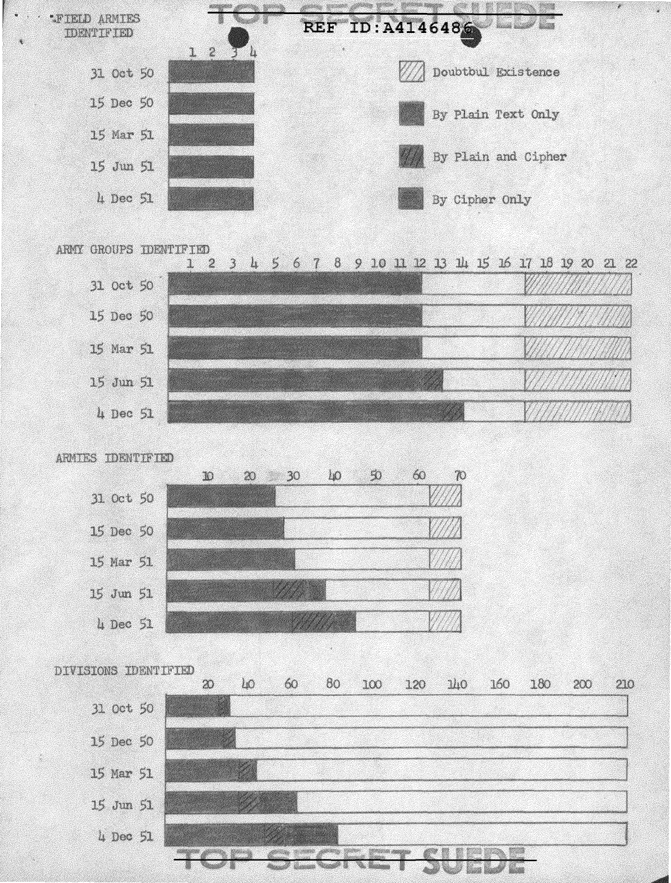TOP SECRET SUEDE

REF ID:A4146486

FIELD ARMIES IDENTIFIED

1 2 3 4

31 Oct 50

15 Dec 50

15 Mar 51

15 Jun 51

4 Dec 51

Doubtbul Existence

By Plain Text Only

By Plain and Cipher

By Cipher Only

ARMY GROUPS IDENTIFIED

1 2 3 4 5 6 7 8 9 10 11 12 13 14 15 16 17 18 19 20 21 22

31 Oct 50

15 Dec 50

15 Mar 51

15 Jun 51

4 Dec 51

ARMIES IDENTIFIED

10 20 30 40 50 60 70

31 Oct 50

15 Dec 50

15 Mar 51

15 Jun 51

4 Dec 51

DIVISIONS IDENTIFIED

20 40 60 80 100 120 140 160 180 200 210

31 Oct 50

15 Dec 50

15 Mar 51

15 Jun 51

4 Dec 51

TOP SECRET SUEDE